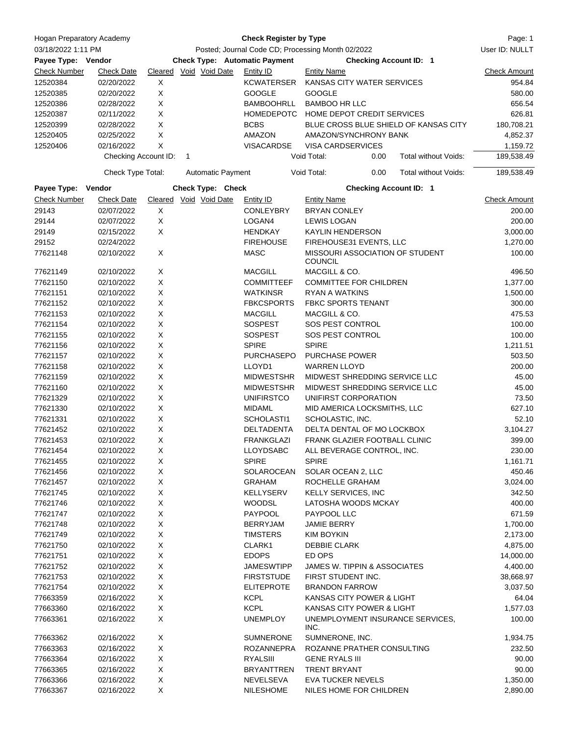Hogan Preparatory Academy

03/18/2022 1:11 PM

# Check Register by Type

Posted; Journal Code CD; Processing Month 02/2022

User ID: NULLT

**Payee Type: Vendor** | **Check Type: Automatic Payment** | **Checking Account ID: 1**

| Check Number | Check Date | Cleared | Void | Void Date | Entity ID | Entity Name | Check Amount |
|---|---|---|---|---|---|---|---|
| 12520384 | 02/20/2022 | X | | | KCWATERSER | KANSAS CITY WATER SERVICES | 954.84 |
| 12520385 | 02/20/2022 | X | | | GOOGLE | GOOGLE | 580.00 |
| 12520386 | 02/28/2022 | X | | | BAMBOOHRLL | BAMBOO HR LLC | 656.54 |
| 12520387 | 02/11/2022 | X | | | HOMEDEPOTC | HOME DEPOT CREDIT SERVICES | 626.81 |
| 12520399 | 02/28/2022 | X | | | BCBS | BLUE CROSS BLUE SHIELD OF KANSAS CITY | 180,708.21 |
| 12520405 | 02/25/2022 | X | | | AMAZON | AMAZON/SYNCHRONY BANK | 4,852.37 |
| 12520406 | 02/16/2022 | X | | | VISACARDSE | VISA CARDSERVICES | 1,159.72 |

Checking Account ID: 1 — Void Total: 0.00 — Total without Voids: 189,538.49

Check Type Total: Automatic Payment — Void Total: 0.00 — Total without Voids: 189,538.49

**Payee Type: Vendor** | **Check Type: Check** | **Checking Account ID: 1**

| Check Number | Check Date | Cleared | Void | Void Date | Entity ID | Entity Name | Check Amount |
|---|---|---|---|---|---|---|---|
| 29143 | 02/07/2022 | X | | | CONLEYBRY | BRYAN CONLEY | 200.00 |
| 29144 | 02/07/2022 | X | | | LOGAN4 | LEWIS LOGAN | 200.00 |
| 29149 | 02/15/2022 | X | | | HENDKAY | KAYLIN HENDERSON | 3,000.00 |
| 29152 | 02/24/2022 | | | | FIREHOUSE | FIREHOUSE31 EVENTS, LLC | 1,270.00 |
| 77621148 | 02/10/2022 | X | | | MASC | MISSOURI ASSOCIATION OF STUDENT COUNCIL | 100.00 |
| 77621149 | 02/10/2022 | X | | | MACGILL | MACGILL & CO. | 496.50 |
| 77621150 | 02/10/2022 | X | | | COMMITTEEF | COMMITTEE FOR CHILDREN | 1,377.00 |
| 77621151 | 02/10/2022 | X | | | WATKINSR | RYAN A WATKINS | 1,500.00 |
| 77621152 | 02/10/2022 | X | | | FBKCSPORTS | FBKC SPORTS TENANT | 300.00 |
| 77621153 | 02/10/2022 | X | | | MACGILL | MACGILL & CO. | 475.53 |
| 77621154 | 02/10/2022 | X | | | SOSPEST | SOS PEST CONTROL | 100.00 |
| 77621155 | 02/10/2022 | X | | | SOSPEST | SOS PEST CONTROL | 100.00 |
| 77621156 | 02/10/2022 | X | | | SPIRE | SPIRE | 1,211.51 |
| 77621157 | 02/10/2022 | X | | | PURCHASEPO | PURCHASE POWER | 503.50 |
| 77621158 | 02/10/2022 | X | | | LLOYD1 | WARREN LLOYD | 200.00 |
| 77621159 | 02/10/2022 | X | | | MIDWESTSHR | MIDWEST SHREDDING SERVICE LLC | 45.00 |
| 77621160 | 02/10/2022 | X | | | MIDWESTSHR | MIDWEST SHREDDING SERVICE LLC | 45.00 |
| 77621329 | 02/10/2022 | X | | | UNIFIRSTCO | UNIFIRST CORPORATION | 73.50 |
| 77621330 | 02/10/2022 | X | | | MIDAML | MID AMERICA LOCKSMITHS, LLC | 627.10 |
| 77621331 | 02/10/2022 | X | | | SCHOLASTI1 | SCHOLASTIC, INC. | 52.10 |
| 77621452 | 02/10/2022 | X | | | DELTADENTA | DELTA DENTAL OF MO LOCKBOX | 3,104.27 |
| 77621453 | 02/10/2022 | X | | | FRANKGLAZI | FRANK GLAZIER FOOTBALL CLINIC | 399.00 |
| 77621454 | 02/10/2022 | X | | | LLOYDSABC | ALL BEVERAGE CONTROL, INC. | 230.00 |
| 77621455 | 02/10/2022 | X | | | SPIRE | SPIRE | 1,161.71 |
| 77621456 | 02/10/2022 | X | | | SOLAROCEAN | SOLAR OCEAN 2, LLC | 450.46 |
| 77621457 | 02/10/2022 | X | | | GRAHAM | ROCHELLE GRAHAM | 3,024.00 |
| 77621745 | 02/10/2022 | X | | | KELLYSERV | KELLY SERVICES, INC | 342.50 |
| 77621746 | 02/10/2022 | X | | | WOODSL | LATOSHA WOODS MCKAY | 400.00 |
| 77621747 | 02/10/2022 | X | | | PAYPOOL | PAYPOOL LLC | 671.59 |
| 77621748 | 02/10/2022 | X | | | BERRYJAM | JAMIE BERRY | 1,700.00 |
| 77621749 | 02/10/2022 | X | | | TIMSTERS | KIM BOYKIN | 2,173.00 |
| 77621750 | 02/10/2022 | X | | | CLARK1 | DEBBIE CLARK | 4,875.00 |
| 77621751 | 02/10/2022 | X | | | EDOPS | ED OPS | 14,000.00 |
| 77621752 | 02/10/2022 | X | | | JAMESWTIPP | JAMES W. TIPPIN & ASSOCIATES | 4,400.00 |
| 77621753 | 02/10/2022 | X | | | FIRSTSTUDE | FIRST STUDENT INC. | 38,668.97 |
| 77621754 | 02/10/2022 | X | | | ELITEPROTE | BRANDON FARROW | 3,037.50 |
| 77663359 | 02/16/2022 | X | | | KCPL | KANSAS CITY POWER & LIGHT | 64.04 |
| 77663360 | 02/16/2022 | X | | | KCPL | KANSAS CITY POWER & LIGHT | 1,577.03 |
| 77663361 | 02/16/2022 | X | | | UNEMPLOY | UNEMPLOYMENT INSURANCE SERVICES, INC. | 100.00 |
| 77663362 | 02/16/2022 | X | | | SUMNERONE | SUMNERONE, INC. | 1,934.75 |
| 77663363 | 02/16/2022 | X | | | ROZANNEPRA | ROZANNE PRATHER CONSULTING | 232.50 |
| 77663364 | 02/16/2022 | X | | | RYALSIII | GENE RYALS III | 90.00 |
| 77663365 | 02/16/2022 | X | | | BRYANTTREN | TRENT BRYANT | 90.00 |
| 77663366 | 02/16/2022 | X | | | NEVELSEVA | EVA TUCKER NEVELS | 1,350.00 |
| 77663367 | 02/16/2022 | X | | | NILESHOME | NILES HOME FOR CHILDREN | 2,890.00 |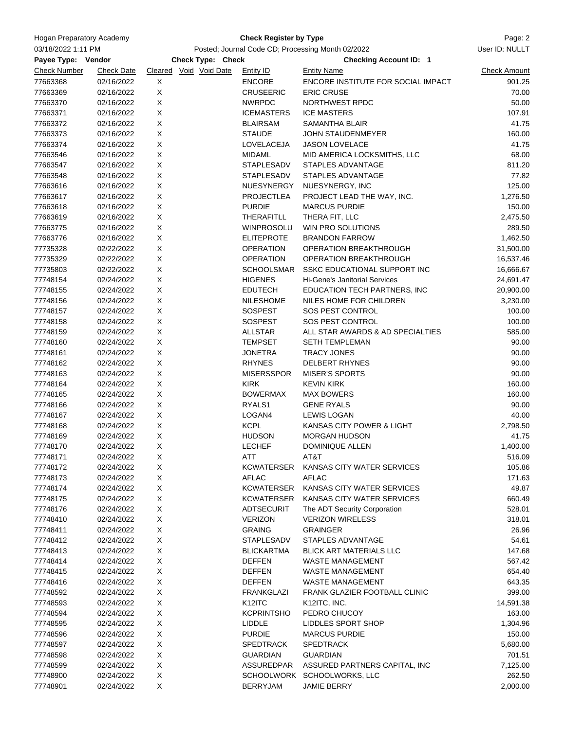| Check Number | Check Date | Cleared | Void | Void Date | Entity ID | Entity Name | Check Amount |
|---|---|---|---|---|---|---|---|
| 77663368 | 02/16/2022 | X | | | ENCORE | ENCORE INSTITUTE FOR SOCIAL IMPACT | 901.25 |
| 77663369 | 02/16/2022 | X | | | CRUSEERIC | ERIC CRUSE | 70.00 |
| 77663370 | 02/16/2022 | X | | | NWRPDC | NORTHWEST RPDC | 50.00 |
| 77663371 | 02/16/2022 | X | | | ICEMASTERS | ICE MASTERS | 107.91 |
| 77663372 | 02/16/2022 | X | | | BLAIRSAM | SAMANTHA BLAIR | 41.75 |
| 77663373 | 02/16/2022 | X | | | STAUDE | JOHN STAUDENMEYER | 160.00 |
| 77663374 | 02/16/2022 | X | | | LOVELACEJA | JASON LOVELACE | 41.75 |
| 77663546 | 02/16/2022 | X | | | MIDAML | MID AMERICA LOCKSMITHS, LLC | 68.00 |
| 77663547 | 02/16/2022 | X | | | STAPLESADV | STAPLES ADVANTAGE | 811.20 |
| 77663548 | 02/16/2022 | X | | | STAPLESADV | STAPLES ADVANTAGE | 77.82 |
| 77663616 | 02/16/2022 | X | | | NUESYNERGY | NUESYNERGY, INC | 125.00 |
| 77663617 | 02/16/2022 | X | | | PROJECTLEA | PROJECT LEAD THE WAY, INC. | 1,276.50 |
| 77663618 | 02/16/2022 | X | | | PURDIE | MARCUS PURDIE | 150.00 |
| 77663619 | 02/16/2022 | X | | | THERAFITLL | THERA FIT, LLC | 2,475.50 |
| 77663775 | 02/16/2022 | X | | | WINPROSOLU | WIN PRO SOLUTIONS | 289.50 |
| 77663776 | 02/16/2022 | X | | | ELITEPROTE | BRANDON FARROW | 1,462.50 |
| 77735328 | 02/22/2022 | X | | | OPERATION | OPERATION BREAKTHROUGH | 31,500.00 |
| 77735329 | 02/22/2022 | X | | | OPERATION | OPERATION BREAKTHROUGH | 16,537.46 |
| 77735803 | 02/22/2022 | X | | | SCHOOLSMAR | SSKC EDUCATIONAL SUPPORT INC | 16,666.67 |
| 77748154 | 02/24/2022 | X | | | HIGENES | Hi-Gene's Janitorial Services | 24,691.47 |
| 77748155 | 02/24/2022 | X | | | EDUTECH | EDUCATION TECH PARTNERS, INC | 20,900.00 |
| 77748156 | 02/24/2022 | X | | | NILESHOME | NILES HOME FOR CHILDREN | 3,230.00 |
| 77748157 | 02/24/2022 | X | | | SOSPEST | SOS PEST CONTROL | 100.00 |
| 77748158 | 02/24/2022 | X | | | SOSPEST | SOS PEST CONTROL | 100.00 |
| 77748159 | 02/24/2022 | X | | | ALLSTAR | ALL STAR AWARDS & AD SPECIALTIES | 585.00 |
| 77748160 | 02/24/2022 | X | | | TEMPSET | SETH TEMPLEMAN | 90.00 |
| 77748161 | 02/24/2022 | X | | | JONETRA | TRACY JONES | 90.00 |
| 77748162 | 02/24/2022 | X | | | RHYNES | DELBERT RHYNES | 90.00 |
| 77748163 | 02/24/2022 | X | | | MISERSSPOR | MISER'S SPORTS | 90.00 |
| 77748164 | 02/24/2022 | X | | | KIRK | KEVIN KIRK | 160.00 |
| 77748165 | 02/24/2022 | X | | | BOWERMAX | MAX BOWERS | 160.00 |
| 77748166 | 02/24/2022 | X | | | RYALS1 | GENE RYALS | 90.00 |
| 77748167 | 02/24/2022 | X | | | LOGAN4 | LEWIS LOGAN | 40.00 |
| 77748168 | 02/24/2022 | X | | | KCPL | KANSAS CITY POWER & LIGHT | 2,798.50 |
| 77748169 | 02/24/2022 | X | | | HUDSON | MORGAN HUDSON | 41.75 |
| 77748170 | 02/24/2022 | X | | | LECHEF | DOMINIQUE ALLEN | 1,400.00 |
| 77748171 | 02/24/2022 | X | | | ATT | AT&T | 516.09 |
| 77748172 | 02/24/2022 | X | | | KCWATERSER | KANSAS CITY WATER SERVICES | 105.86 |
| 77748173 | 02/24/2022 | X | | | AFLAC | AFLAC | 171.63 |
| 77748174 | 02/24/2022 | X | | | KCWATERSER | KANSAS CITY WATER SERVICES | 49.87 |
| 77748175 | 02/24/2022 | X | | | KCWATERSER | KANSAS CITY WATER SERVICES | 660.49 |
| 77748176 | 02/24/2022 | X | | | ADTSECURIT | The ADT Security Corporation | 528.01 |
| 77748410 | 02/24/2022 | X | | | VERIZON | VERIZON WIRELESS | 318.01 |
| 77748411 | 02/24/2022 | X | | | GRAING | GRAINGER | 26.96 |
| 77748412 | 02/24/2022 | X | | | STAPLESADV | STAPLES ADVANTAGE | 54.61 |
| 77748413 | 02/24/2022 | X | | | BLICKARTMA | BLICK ART MATERIALS LLC | 147.68 |
| 77748414 | 02/24/2022 | X | | | DEFFEN | WASTE MANAGEMENT | 567.42 |
| 77748415 | 02/24/2022 | X | | | DEFFEN | WASTE MANAGEMENT | 654.40 |
| 77748416 | 02/24/2022 | X | | | DEFFEN | WASTE MANAGEMENT | 643.35 |
| 77748592 | 02/24/2022 | X | | | FRANKGLAZI | FRANK GLAZIER FOOTBALL CLINIC | 399.00 |
| 77748593 | 02/24/2022 | X | | | K12ITC | K12ITC, INC. | 14,591.38 |
| 77748594 | 02/24/2022 | X | | | KCPRINTSHO | PEDRO CHUCOY | 163.00 |
| 77748595 | 02/24/2022 | X | | | LIDDLE | LIDDLES SPORT SHOP | 1,304.96 |
| 77748596 | 02/24/2022 | X | | | PURDIE | MARCUS PURDIE | 150.00 |
| 77748597 | 02/24/2022 | X | | | SPEDTRACK | SPEDTRACK | 5,680.00 |
| 77748598 | 02/24/2022 | X | | | GUARDIAN | GUARDIAN | 701.51 |
| 77748599 | 02/24/2022 | X | | | ASSUREDPAR | ASSURED PARTNERS CAPITAL, INC | 7,125.00 |
| 77748900 | 02/24/2022 | X | | | SCHOOLWORK | SCHOOLWORKS, LLC | 262.50 |
| 77748901 | 02/24/2022 | X | | | BERRYJAM | JAMIE BERRY | 2,000.00 |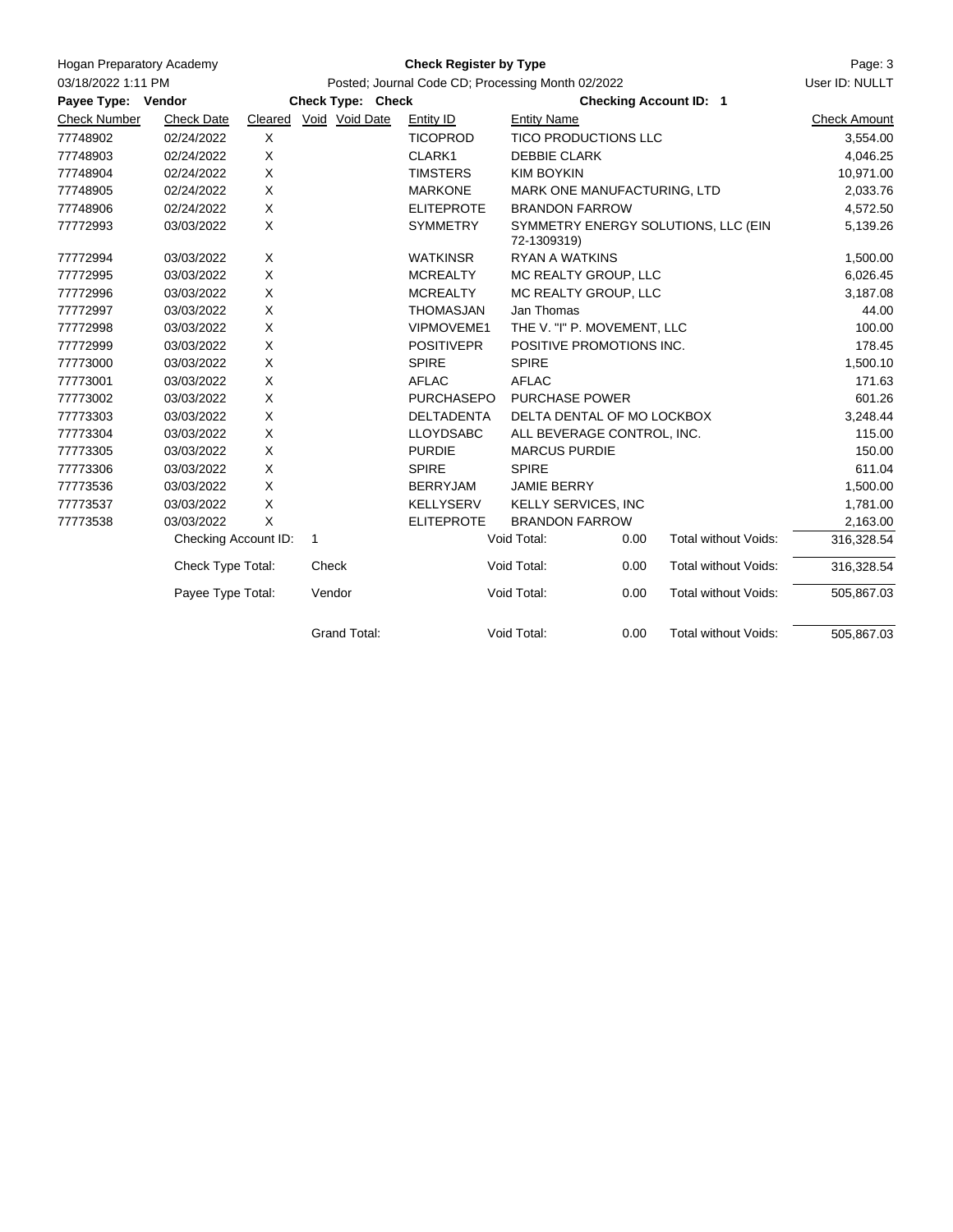Hogan Preparatory Academy

**Check Register by Type**

03/18/2022 1:11 PM

Posted; Journal Code CD; Processing Month 02/2022

User ID: NULLT

**Payee Type: Vendor** **Check Type: Check** **Checking Account ID: 1**

| Check Number | Check Date | Cleared | Void | Void Date | Entity ID | Entity Name | Check Amount |
|---|---|---|---|---|---|---|---|
| 77748902 | 02/24/2022 | X | | | TICOPROD | TICO PRODUCTIONS LLC | 3,554.00 |
| 77748903 | 02/24/2022 | X | | | CLARK1 | DEBBIE CLARK | 4,046.25 |
| 77748904 | 02/24/2022 | X | | | TIMSTERS | KIM BOYKIN | 10,971.00 |
| 77748905 | 02/24/2022 | X | | | MARKONE | MARK ONE MANUFACTURING, LTD | 2,033.76 |
| 77748906 | 02/24/2022 | X | | | ELITEPROTE | BRANDON FARROW | 4,572.50 |
| 77772993 | 03/03/2022 | X | | | SYMMETRY | SYMMETRY ENERGY SOLUTIONS, LLC (EIN 72-1309319) | 5,139.26 |
| 77772994 | 03/03/2022 | X | | | WATKINSR | RYAN A WATKINS | 1,500.00 |
| 77772995 | 03/03/2022 | X | | | MCREALTY | MC REALTY GROUP, LLC | 6,026.45 |
| 77772996 | 03/03/2022 | X | | | MCREALTY | MC REALTY GROUP, LLC | 3,187.08 |
| 77772997 | 03/03/2022 | X | | | THOMASJAN | Jan Thomas | 44.00 |
| 77772998 | 03/03/2022 | X | | | VIPMOVEME1 | THE V. "I" P. MOVEMENT, LLC | 100.00 |
| 77772999 | 03/03/2022 | X | | | POSITIVEPR | POSITIVE PROMOTIONS INC. | 178.45 |
| 77773000 | 03/03/2022 | X | | | SPIRE | SPIRE | 1,500.10 |
| 77773001 | 03/03/2022 | X | | | AFLAC | AFLAC | 171.63 |
| 77773002 | 03/03/2022 | X | | | PURCHASEPO | PURCHASE POWER | 601.26 |
| 77773303 | 03/03/2022 | X | | | DELTADENTA | DELTA DENTAL OF MO LOCKBOX | 3,248.44 |
| 77773304 | 03/03/2022 | X | | | LLOYDSABC | ALL BEVERAGE CONTROL, INC. | 115.00 |
| 77773305 | 03/03/2022 | X | | | PURDIE | MARCUS PURDIE | 150.00 |
| 77773306 | 03/03/2022 | X | | | SPIRE | SPIRE | 611.04 |
| 77773536 | 03/03/2022 | X | | | BERRYJAM | JAMIE BERRY | 1,500.00 |
| 77773537 | 03/03/2022 | X | | | KELLYSERV | KELLY SERVICES, INC | 1,781.00 |
| 77773538 | 03/03/2022 | X | | | ELITEPROTE | BRANDON FARROW | 2,163.00 |

| | | | | | |
|---|---|---|---|---|---|
| Checking Account ID: | 1 | Void Total: | 0.00 | Total without Voids: | 316,328.54 |
| Check Type Total: | Check | Void Total: | 0.00 | Total without Voids: | 316,328.54 |
| Payee Type Total: | Vendor | Void Total: | 0.00 | Total without Voids: | 505,867.03 |
| | Grand Total: | Void Total: | 0.00 | Total without Voids: | 505,867.03 |